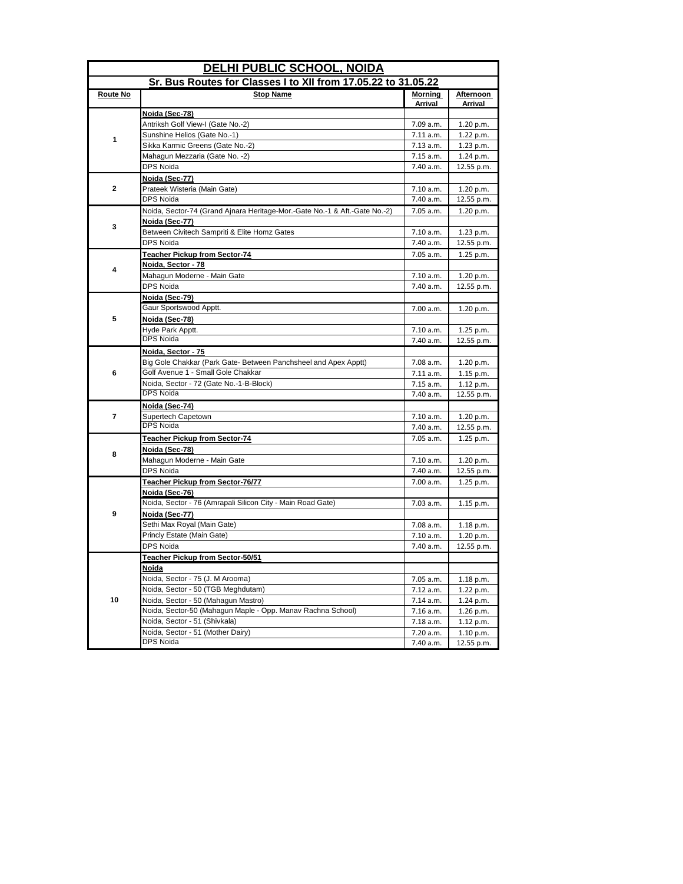# DELHI PUBLIC SCHOOL, NOIDA

## Sr. Bus Routes for Classes I to XII from 17.05.22 to 31.05.22

| Route No | Stop Name | Morning Arrival | Afternoon Arrival |
|---|---|---|---|
| 1 | **Noida (Sec-78)** | | |
| | Antriksh Golf View-I (Gate No.-2) | 7.09 a.m. | 1.20 p.m. |
| | Sunshine Helios (Gate No.-1) | 7.11 a.m. | 1.22 p.m. |
| | Sikka Karmic Greens (Gate No.-2) | 7.13 a.m. | 1.23 p.m. |
| | Mahagun Mezzaria (Gate No. -2) | 7.15 a.m. | 1.24 p.m. |
| | DPS Noida | 7.40 a.m. | 12.55 p.m. |
| 2 | **Noida (Sec-77)** | | |
| | Prateek Wisteria (Main Gate) | 7.10 a.m. | 1.20 p.m. |
| | DPS Noida | 7.40 a.m. | 12.55 p.m. |
| 3 | Noida, Sector-74 (Grand Ajnara Heritage-Mor.-Gate No.-1 & Aft.-Gate No.-2) | 7.05 a.m. | 1.20 p.m. |
| | **Noida (Sec-77)** | | |
| | Between Civitech Sampriti & Elite Homz Gates | 7.10 a.m. | 1.23 p.m. |
| | DPS Noida | 7.40 a.m. | 12.55 p.m. |
| 4 | **Teacher Pickup from Sector-74** | 7.05 a.m. | 1.25 p.m. |
| | **Noida, Sector - 78** | | |
| | Mahagun Moderne - Main Gate | 7.10 a.m. | 1.20 p.m. |
| | DPS Noida | 7.40 a.m. | 12.55 p.m. |
| 5 | **Noida (Sec-79)** | | |
| | Gaur Sportswood Apptt. | 7.00 a.m. | 1.20 p.m. |
| | **Noida (Sec-78)** | | |
| | Hyde Park Apptt. | 7.10 a.m. | 1.25 p.m. |
| | DPS Noida | 7.40 a.m. | 12.55 p.m. |
| 6 | **Noida, Sector - 75** | | |
| | Big Gole Chakkar (Park Gate- Between Panchsheel and Apex Apptt) | 7.08 a.m. | 1.20 p.m. |
| | Golf Avenue 1 - Small Gole Chakkar | 7.11 a.m. | 1.15 p.m. |
| | Noida, Sector - 72 (Gate No.-1-B-Block) | 7.15 a.m. | 1.12 p.m. |
| | DPS Noida | 7.40 a.m. | 12.55 p.m. |
| 7 | **Noida (Sec-74)** | | |
| | Supertech Capetown | 7.10 a.m. | 1.20 p.m. |
| | DPS Noida | 7.40 a.m. | 12.55 p.m. |
| 8 | **Teacher Pickup from Sector-74** | 7.05 a.m. | 1.25 p.m. |
| | **Noida (Sec-78)** | | |
| | Mahagun Moderne - Main Gate | 7.10 a.m. | 1.20 p.m. |
| | DPS Noida | 7.40 a.m. | 12.55 p.m. |
| 9 | **Teacher Pickup from Sector-76/77** | 7.00 a.m. | 1.25 p.m. |
| | **Noida (Sec-76)** | | |
| | Noida, Sector - 76 (Amrapali Silicon City - Main Road Gate) | 7.03 a.m. | 1.15 p.m. |
| | **Noida (Sec-77)** | | |
| | Sethi Max Royal (Main Gate) | 7.08 a.m. | 1.18 p.m. |
| | Princly Estate (Main Gate) | 7.10 a.m. | 1.20 p.m. |
| | DPS Noida | 7.40 a.m. | 12.55 p.m. |
| 10 | **Teacher Pickup from Sector-50/51** | | |
| | **Noida** | | |
| | Noida, Sector - 75 (J. M Arooma) | 7.05 a.m. | 1.18 p.m. |
| | Noida, Sector - 50 (TGB Meghdutam) | 7.12 a.m. | 1.22 p.m. |
| | Noida, Sector - 50 (Mahagun Mastro) | 7.14 a.m. | 1.24 p.m. |
| | Noida, Sector-50 (Mahagun Maple - Opp. Manav Rachna School) | 7.16 a.m. | 1.26 p.m. |
| | Noida, Sector - 51 (Shivkala) | 7.18 a.m. | 1.12 p.m. |
| | Noida, Sector - 51 (Mother Dairy) | 7.20 a.m. | 1.10 p.m. |
| | DPS Noida | 7.40 a.m. | 12.55 p.m. |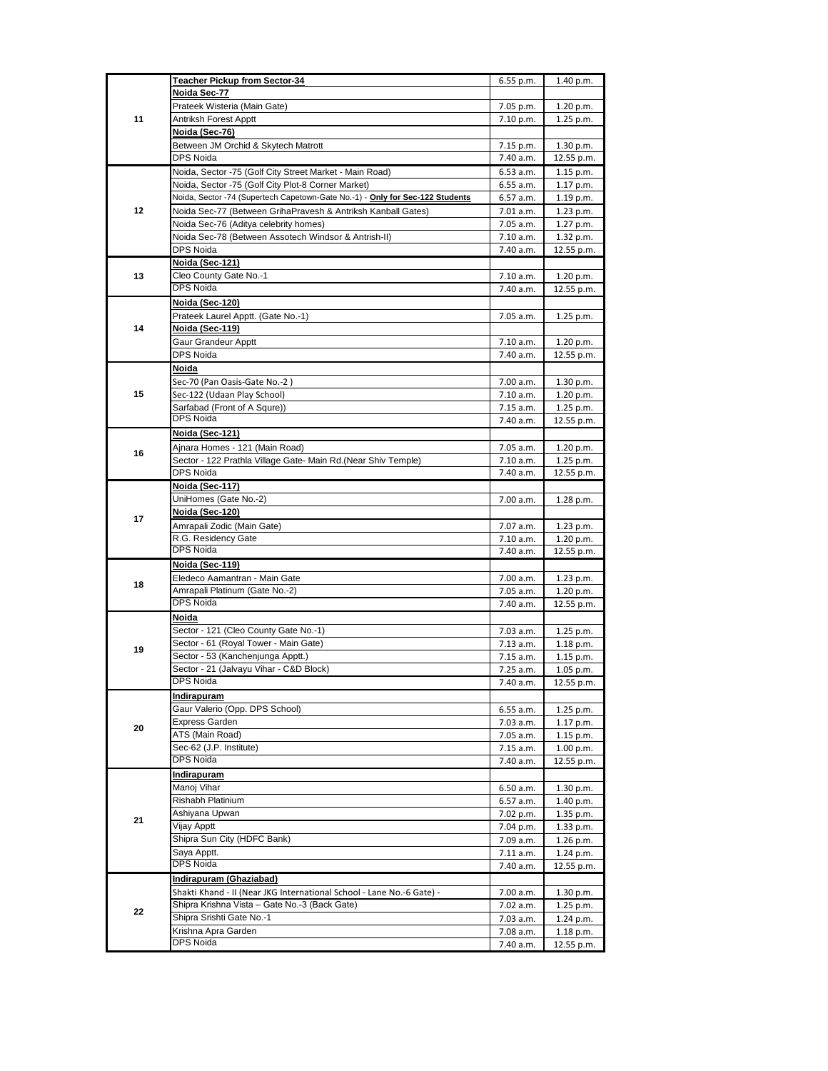| | | | |
|---|---|---|---|
| 11 | **Teacher Pickup from Sector-34** | 6.55 p.m. | 1.40 p.m. |
| | **Noida Sec-77** | | |
| | Prateek Wisteria (Main Gate) | 7.05 p.m. | 1.20 p.m. |
| | Antriksh Forest Apptt | 7.10 p.m. | 1.25 p.m. |
| | **Noida (Sec-76)** | | |
| | Between JM Orchid & Skytech Matrott | 7.15 p.m. | 1.30 p.m. |
| | DPS Noida | 7.40 a.m. | 12.55 p.m. |
| 12 | Noida, Sector -75 (Golf City Street Market - Main Road) | 6.53 a.m. | 1.15 p.m. |
| | Noida, Sector -75 (Golf City Plot-8 Corner Market) | 6.55 a.m. | 1.17 p.m. |
| | Noida, Sector -74 (Supertech Capetown-Gate No.-1) - **Only for Sec-122 Students** | 6.57 a.m. | 1.19 p.m. |
| | Noida Sec-77 (Between GrihaPravesh & Antriksh Kanball Gates) | 7.01 a.m. | 1.23 p.m. |
| | Noida Sec-76 (Aditya celebrity homes) | 7.05 a.m. | 1.27 p.m. |
| | Noida Sec-78 (Between Assotech Windsor & Antrish-II) | 7.10 a.m. | 1.32 p.m. |
| | DPS Noida | 7.40 a.m. | 12.55 p.m. |
| 13 | **Noida (Sec-121)** | | |
| | Cleo County Gate No.-1 | 7.10 a.m. | 1.20 p.m. |
| | DPS Noida | 7.40 a.m. | 12.55 p.m. |
| 14 | **Noida (Sec-120)** | | |
| | Prateek Laurel Apptt. (Gate No.-1) | 7.05 a.m. | 1.25 p.m. |
| | **Noida (Sec-119)** | | |
| | Gaur Grandeur Apptt | 7.10 a.m. | 1.20 p.m. |
| | DPS Noida | 7.40 a.m. | 12.55 p.m. |
| 15 | **Noida** | | |
| | Sec-70 (Pan Oasis-Gate No.-2 ) | 7.00 a.m. | 1.30 p.m. |
| | Sec-122 (Udaan Play School) | 7.10 a.m. | 1.20 p.m. |
| | Sarfabad (Front of A Squre)) | 7.15 a.m. | 1.25 p.m. |
| | DPS Noida | 7.40 a.m. | 12.55 p.m. |
| 16 | **Noida (Sec-121)** | | |
| | Ajnara Homes - 121 (Main Road) | 7.05 a.m. | 1.20 p.m. |
| | Sector - 122 Prathla Village Gate- Main Rd.(Near Shiv Temple) | 7.10 a.m. | 1.25 p.m. |
| | DPS Noida | 7.40 a.m. | 12.55 p.m. |
| 17 | **Noida (Sec-117)** | | |
| | UniHomes (Gate No.-2) | 7.00 a.m. | 1.28 p.m. |
| | **Noida (Sec-120)** | | |
| | Amrapali Zodic (Main Gate) | 7.07 a.m. | 1.23 p.m. |
| | R.G. Residency Gate | 7.10 a.m. | 1.20 p.m. |
| | DPS Noida | 7.40 a.m. | 12.55 p.m. |
| 18 | **Noida (Sec-119)** | | |
| | Eledeco Aamantran - Main Gate | 7.00 a.m. | 1.23 p.m. |
| | Amrapali Platinum (Gate No.-2) | 7.05 a.m. | 1.20 p.m. |
| | DPS Noida | 7.40 a.m. | 12.55 p.m. |
| 19 | **Noida** | | |
| | Sector - 121 (Cleo County Gate No.-1) | 7.03 a.m. | 1.25 p.m. |
| | Sector - 61 (Royal Tower - Main Gate) | 7.13 a.m. | 1.18 p.m. |
| | Sector - 53 (Kanchenjunga Apptt.) | 7.15 a.m. | 1.15 p.m. |
| | Sector - 21 (Jalvayu Vihar - C&D Block) | 7.25 a.m. | 1.05 p.m. |
| | DPS Noida | 7.40 a.m. | 12.55 p.m. |
| 20 | **Indirapuram** | | |
| | Gaur Valerio (Opp. DPS School) | 6.55 a.m. | 1.25 p.m. |
| | Express Garden | 7.03 a.m. | 1.17 p.m. |
| | ATS (Main Road) | 7.05 a.m. | 1.15 p.m. |
| | Sec-62 (J.P. Institute) | 7.15 a.m. | 1.00 p.m. |
| | DPS Noida | 7.40 a.m. | 12.55 p.m. |
| 21 | **Indirapuram** | | |
| | Manoj Vihar | 6.50 a.m. | 1.30 p.m. |
| | Rishabh Platinium | 6.57 a.m. | 1.40 p.m. |
| | Ashiyana Upwan | 7.02 p.m. | 1.35 p.m. |
| | Vijay Apptt | 7.04 p.m. | 1.33 p.m. |
| | Shipra Sun City (HDFC Bank) | 7.09 a.m. | 1.26 p.m. |
| | Saya Apptt. | 7.11 a.m. | 1.24 p.m. |
| | DPS Noida | 7.40 a.m. | 12.55 p.m. |
| 22 | **Indirapuram (Ghaziabad)** | | |
| | Shakti Khand - II (Near JKG International School - Lane No.-6 Gate) - | 7.00 a.m. | 1.30 p.m. |
| | Shipra Krishna Vista – Gate No.-3 (Back Gate) | 7.02 a.m. | 1.25 p.m. |
| | Shipra Srishti Gate No.-1 | 7.03 a.m. | 1.24 p.m. |
| | Krishna Apra Garden | 7.08 a.m. | 1.18 p.m. |
| | DPS Noida | 7.40 a.m. | 12.55 p.m. |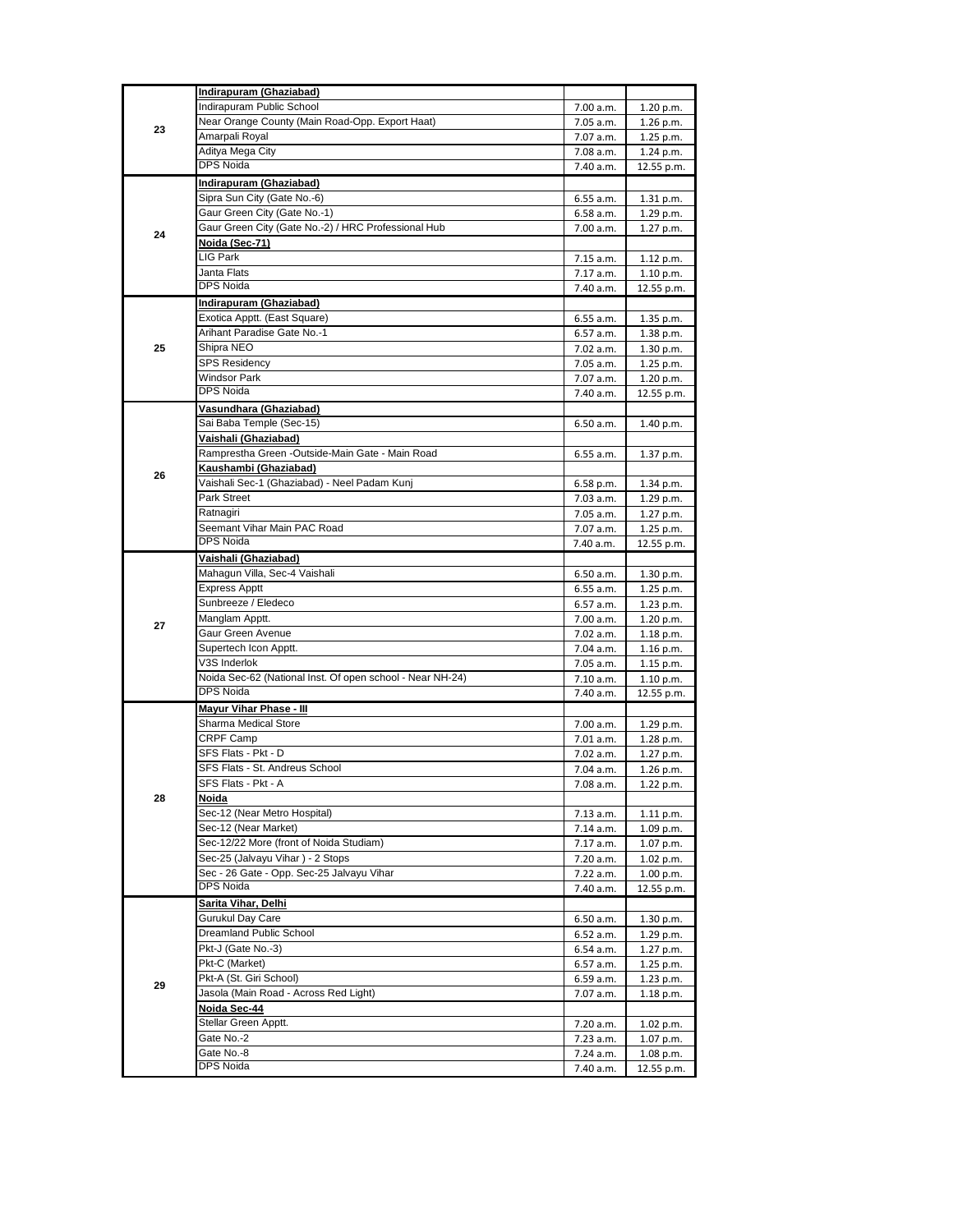| | | | |
|---|---|---|---|
| 23 | **Indirapuram (Ghaziabad)** | | |
| | Indirapuram Public School | 7.00 a.m. | 1.20 p.m. |
| | Near Orange County (Main Road-Opp. Export Haat) | 7.05 a.m. | 1.26 p.m. |
| | Amarpali Royal | 7.07 a.m. | 1.25 p.m. |
| | Aditya Mega City | 7.08 a.m. | 1.24 p.m. |
| | DPS Noida | 7.40 a.m. | 12.55 p.m. |
| 24 | **Indirapuram (Ghaziabad)** | | |
| | Sipra Sun City (Gate No.-6) | 6.55 a.m. | 1.31 p.m. |
| | Gaur Green City (Gate No.-1) | 6.58 a.m. | 1.29 p.m. |
| | Gaur Green City (Gate No.-2) / HRC Professional Hub | 7.00 a.m. | 1.27 p.m. |
| | **Noida (Sec-71)** | | |
| | LIG Park | 7.15 a.m. | 1.12 p.m. |
| | Janta Flats | 7.17 a.m. | 1.10 p.m. |
| | DPS Noida | 7.40 a.m. | 12.55 p.m. |
| 25 | **Indirapuram (Ghaziabad)** | | |
| | Exotica Apptt. (East Square) | 6.55 a.m. | 1.35 p.m. |
| | Arihant Paradise Gate No.-1 | 6.57 a.m. | 1.38 p.m. |
| | Shipra NEO | 7.02 a.m. | 1.30 p.m. |
| | SPS Residency | 7.05 a.m. | 1.25 p.m. |
| | Windsor Park | 7.07 a.m. | 1.20 p.m. |
| | DPS Noida | 7.40 a.m. | 12.55 p.m. |
| 26 | **Vasundhara (Ghaziabad)** | | |
| | Sai Baba Temple (Sec-15) | 6.50 a.m. | 1.40 p.m. |
| | **Vaishali (Ghaziabad)** | | |
| | Ramprestha Green -Outside-Main Gate - Main Road | 6.55 a.m. | 1.37 p.m. |
| | **Kaushambi (Ghaziabad)** | | |
| | Vaishali Sec-1 (Ghaziabad) - Neel Padam Kunj | 6.58 p.m. | 1.34 p.m. |
| | Park Street | 7.03 a.m. | 1.29 p.m. |
| | Ratnagiri | 7.05 a.m. | 1.27 p.m. |
| | Seemant Vihar Main PAC Road | 7.07 a.m. | 1.25 p.m. |
| | DPS Noida | 7.40 a.m. | 12.55 p.m. |
| 27 | **Vaishali (Ghaziabad)** | | |
| | Mahagun Villa, Sec-4 Vaishali | 6.50 a.m. | 1.30 p.m. |
| | Express Apptt | 6.55 a.m. | 1.25 p.m. |
| | Sunbreeze / Eledeco | 6.57 a.m. | 1.23 p.m. |
| | Manglam Apptt. | 7.00 a.m. | 1.20 p.m. |
| | Gaur Green Avenue | 7.02 a.m. | 1.18 p.m. |
| | Supertech Icon Apptt. | 7.04 a.m. | 1.16 p.m. |
| | V3S Inderlok | 7.05 a.m. | 1.15 p.m. |
| | Noida Sec-62 (National Inst. Of open school - Near NH-24) | 7.10 a.m. | 1.10 p.m. |
| | DPS Noida | 7.40 a.m. | 12.55 p.m. |
| 28 | **Mayur Vihar Phase - III** | | |
| | Sharma Medical Store | 7.00 a.m. | 1.29 p.m. |
| | CRPF Camp | 7.01 a.m. | 1.28 p.m. |
| | SFS Flats - Pkt - D | 7.02 a.m. | 1.27 p.m. |
| | SFS Flats - St. Andreus School | 7.04 a.m. | 1.26 p.m. |
| | SFS Flats - Pkt - A | 7.08 a.m. | 1.22 p.m. |
| | **Noida** | | |
| | Sec-12 (Near Metro Hospital) | 7.13 a.m. | 1.11 p.m. |
| | Sec-12 (Near Market) | 7.14 a.m. | 1.09 p.m. |
| | Sec-12/22 More (front of Noida Studiam) | 7.17 a.m. | 1.07 p.m. |
| | Sec-25 (Jalvayu Vihar ) - 2 Stops | 7.20 a.m. | 1.02 p.m. |
| | Sec - 26 Gate - Opp. Sec-25 Jalvayu Vihar | 7.22 a.m. | 1.00 p.m. |
| | DPS Noida | 7.40 a.m. | 12.55 p.m. |
| 29 | **Sarita Vihar, Delhi** | | |
| | Gurukul Day Care | 6.50 a.m. | 1.30 p.m. |
| | Dreamland Public School | 6.52 a.m. | 1.29 p.m. |
| | Pkt-J (Gate No.-3) | 6.54 a.m. | 1.27 p.m. |
| | Pkt-C (Market) | 6.57 a.m. | 1.25 p.m. |
| | Pkt-A (St. Giri School) | 6.59 a.m. | 1.23 p.m. |
| | Jasola (Main Road - Across Red Light) | 7.07 a.m. | 1.18 p.m. |
| | **Noida Sec-44** | | |
| | Stellar Green Apptt. | 7.20 a.m. | 1.02 p.m. |
| | Gate No.-2 | 7.23 a.m. | 1.07 p.m. |
| | Gate No.-8 | 7.24 a.m. | 1.08 p.m. |
| | DPS Noida | 7.40 a.m. | 12.55 p.m. |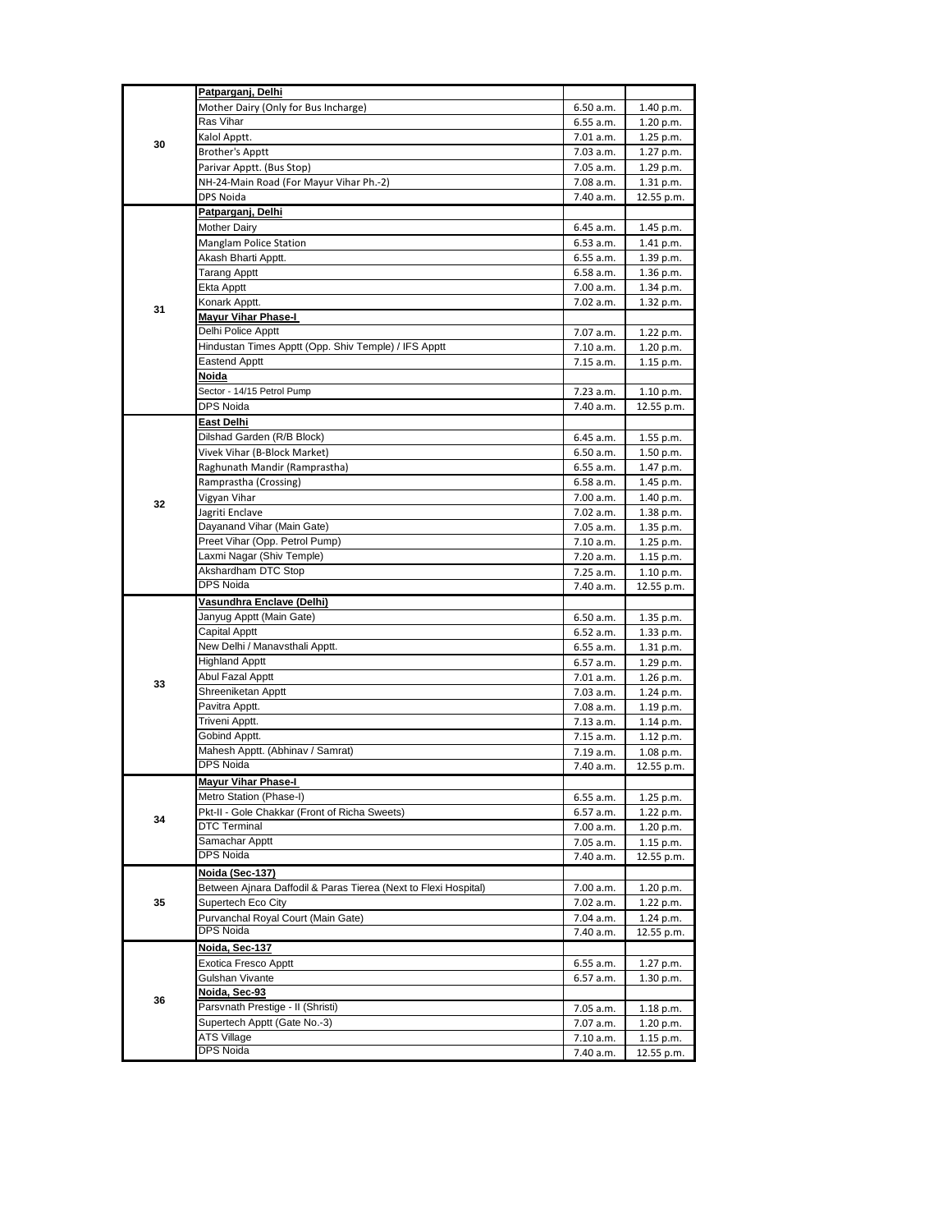| | | | |
|---|---|---|---|
| 30 | **Patparganj, Delhi** | | |
| | Mother Dairy (Only for Bus Incharge) | 6.50 a.m. | 1.40 p.m. |
| | Ras Vihar | 6.55 a.m. | 1.20 p.m. |
| | Kalol Apptt. | 7.01 a.m. | 1.25 p.m. |
| | Brother's Apptt | 7.03 a.m. | 1.27 p.m. |
| | Parivar Apptt. (Bus Stop) | 7.05 a.m. | 1.29 p.m. |
| | NH-24-Main Road (For Mayur Vihar Ph.-2) | 7.08 a.m. | 1.31 p.m. |
| | DPS Noida | 7.40 a.m. | 12.55 p.m. |
| 31 | **Patparganj, Delhi** | | |
| | Mother Dairy | 6.45 a.m. | 1.45 p.m. |
| | Manglam Police Station | 6.53 a.m. | 1.41 p.m. |
| | Akash Bharti Apptt. | 6.55 a.m. | 1.39 p.m. |
| | Tarang Apptt | 6.58 a.m. | 1.36 p.m. |
| | Ekta Apptt | 7.00 a.m. | 1.34 p.m. |
| | Konark Apptt. | 7.02 a.m. | 1.32 p.m. |
| | **Mayur Vihar Phase-I** | | |
| | Delhi Police Apptt | 7.07 a.m. | 1.22 p.m. |
| | Hindustan Times Apptt (Opp. Shiv Temple) / IFS Apptt | 7.10 a.m. | 1.20 p.m. |
| | Eastend Apptt | 7.15 a.m. | 1.15 p.m. |
| | **Noida** | | |
| | Sector - 14/15 Petrol Pump | 7.23 a.m. | 1.10 p.m. |
| | DPS Noida | 7.40 a.m. | 12.55 p.m. |
| 32 | **East Delhi** | | |
| | Dilshad Garden (R/B Block) | 6.45 a.m. | 1.55 p.m. |
| | Vivek Vihar (B-Block Market) | 6.50 a.m. | 1.50 p.m. |
| | Raghunath Mandir (Ramprastha) | 6.55 a.m. | 1.47 p.m. |
| | Ramprastha (Crossing) | 6.58 a.m. | 1.45 p.m. |
| | Vigyan Vihar | 7.00 a.m. | 1.40 p.m. |
| | Jagriti Enclave | 7.02 a.m. | 1.38 p.m. |
| | Dayanand Vihar (Main Gate) | 7.05 a.m. | 1.35 p.m. |
| | Preet Vihar (Opp. Petrol Pump) | 7.10 a.m. | 1.25 p.m. |
| | Laxmi Nagar (Shiv Temple) | 7.20 a.m. | 1.15 p.m. |
| | Akshardham DTC Stop | 7.25 a.m. | 1.10 p.m. |
| | DPS Noida | 7.40 a.m. | 12.55 p.m. |
| 33 | **Vasundhra Enclave (Delhi)** | | |
| | Janyug Apptt (Main Gate) | 6.50 a.m. | 1.35 p.m. |
| | Capital Apptt | 6.52 a.m. | 1.33 p.m. |
| | New Delhi / Manavsthali Apptt. | 6.55 a.m. | 1.31 p.m. |
| | Highland Apptt | 6.57 a.m. | 1.29 p.m. |
| | Abul Fazal Apptt | 7.01 a.m. | 1.26 p.m. |
| | Shreeniketan Apptt | 7.03 a.m. | 1.24 p.m. |
| | Pavitra Apptt. | 7.08 a.m. | 1.19 p.m. |
| | Triveni Apptt. | 7.13 a.m. | 1.14 p.m. |
| | Gobind Apptt. | 7.15 a.m. | 1.12 p.m. |
| | Mahesh Apptt. (Abhinav / Samrat) | 7.19 a.m. | 1.08 p.m. |
| | DPS Noida | 7.40 a.m. | 12.55 p.m. |
| 34 | **Mayur Vihar Phase-I** | | |
| | Metro Station (Phase-I) | 6.55 a.m. | 1.25 p.m. |
| | Pkt-II - Gole Chakkar (Front of Richa Sweets) | 6.57 a.m. | 1.22 p.m. |
| | DTC Terminal | 7.00 a.m. | 1.20 p.m. |
| | Samachar Apptt | 7.05 a.m. | 1.15 p.m. |
| | DPS Noida | 7.40 a.m. | 12.55 p.m. |
| 35 | **Noida (Sec-137)** | | |
| | Between Ajnara Daffodil & Paras Tierea (Next to Flexi Hospital) | 7.00 a.m. | 1.20 p.m. |
| | Supertech Eco City | 7.02 a.m. | 1.22 p.m. |
| | Purvanchal Royal Court (Main Gate) | 7.04 a.m. | 1.24 p.m. |
| | DPS Noida | 7.40 a.m. | 12.55 p.m. |
| 36 | **Noida, Sec-137** | | |
| | Exotica Fresco Apptt | 6.55 a.m. | 1.27 p.m. |
| | Gulshan Vivante | 6.57 a.m. | 1.30 p.m. |
| | **Noida, Sec-93** | | |
| | Parsvnath Prestige - II (Shristi) | 7.05 a.m. | 1.18 p.m. |
| | Supertech Apptt (Gate No.-3) | 7.07 a.m. | 1.20 p.m. |
| | ATS Village | 7.10 a.m. | 1.15 p.m. |
| | DPS Noida | 7.40 a.m. | 12.55 p.m. |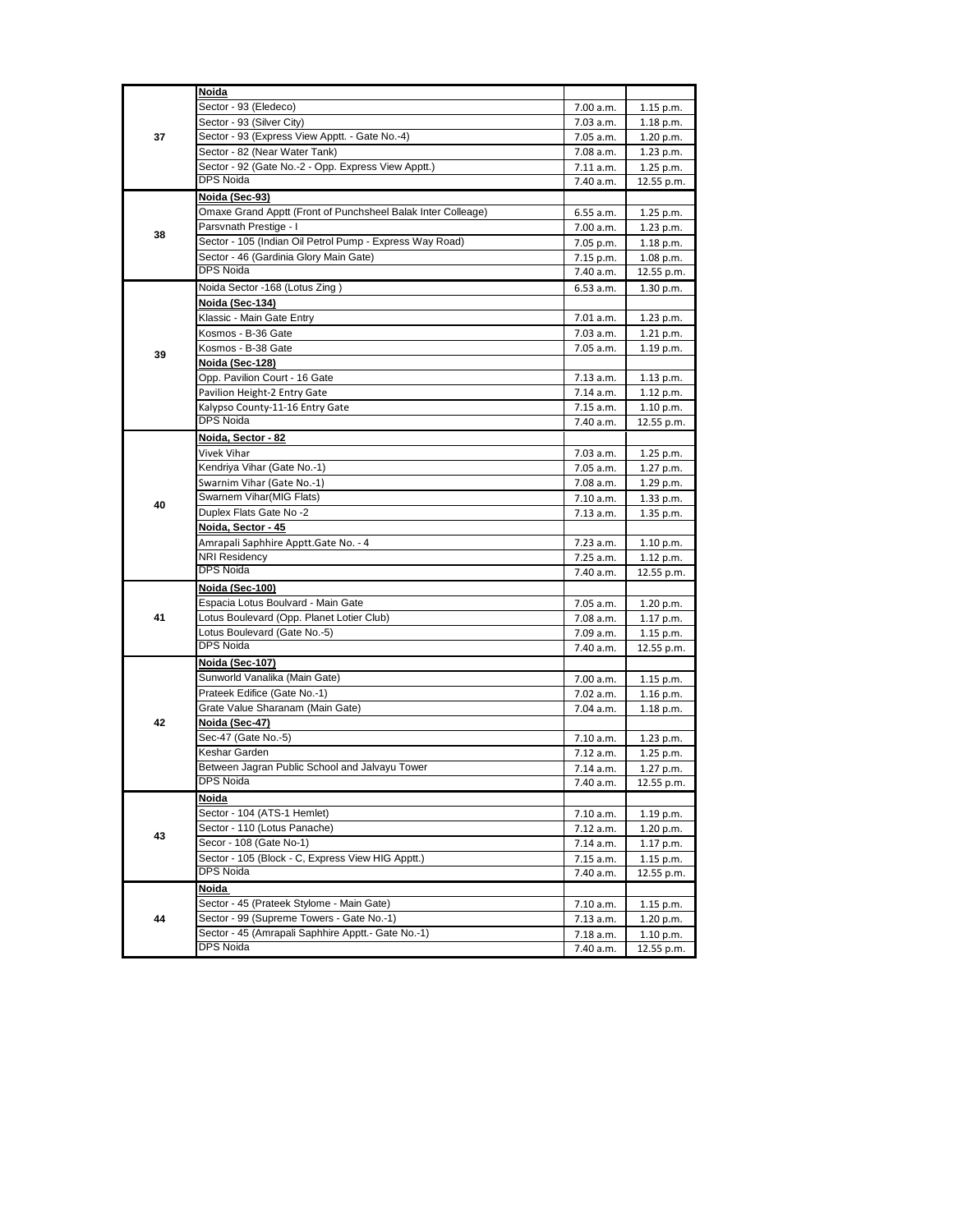| | | | |
|---|---|---|---|
| 37 | **Noida** | | |
| | Sector - 93 (Eledeco) | 7.00 a.m. | 1.15 p.m. |
| | Sector - 93 (Silver City) | 7.03 a.m. | 1.18 p.m. |
| | Sector - 93 (Express View Apptt. - Gate No.-4) | 7.05 a.m. | 1.20 p.m. |
| | Sector - 82 (Near Water Tank) | 7.08 a.m. | 1.23 p.m. |
| | Sector - 92 (Gate No.-2 - Opp. Express View Apptt.) | 7.11 a.m. | 1.25 p.m. |
| | DPS Noida | 7.40 a.m. | 12.55 p.m. |
| 38 | **Noida (Sec-93)** | | |
| | Omaxe Grand Apptt (Front of Punchsheel Balak Inter Colleage) | 6.55 a.m. | 1.25 p.m. |
| | Parsvnath Prestige - I | 7.00 a.m. | 1.23 p.m. |
| | Sector - 105 (Indian Oil Petrol Pump - Express Way Road) | 7.05 p.m. | 1.18 p.m. |
| | Sector - 46 (Gardinia Glory Main Gate) | 7.15 p.m. | 1.08 p.m. |
| | DPS Noida | 7.40 a.m. | 12.55 p.m. |
| 39 | Noida Sector -168 (Lotus Zing ) | 6.53 a.m. | 1.30 p.m. |
| | **Noida (Sec-134)** | | |
| | Klassic - Main Gate Entry | 7.01 a.m. | 1.23 p.m. |
| | Kosmos - B-36 Gate | 7.03 a.m. | 1.21 p.m. |
| | Kosmos - B-38 Gate | 7.05 a.m. | 1.19 p.m. |
| | **Noida (Sec-128)** | | |
| | Opp. Pavilion Court - 16 Gate | 7.13 a.m. | 1.13 p.m. |
| | Pavilion Height-2 Entry Gate | 7.14 a.m. | 1.12 p.m. |
| | Kalypso County-11-16 Entry Gate | 7.15 a.m. | 1.10 p.m. |
| | DPS Noida | 7.40 a.m. | 12.55 p.m. |
| 40 | **Noida, Sector - 82** | | |
| | Vivek Vihar | 7.03 a.m. | 1.25 p.m. |
| | Kendriya Vihar (Gate No.-1) | 7.05 a.m. | 1.27 p.m. |
| | Swarnim Vihar (Gate No.-1) | 7.08 a.m. | 1.29 p.m. |
| | Swarnem Vihar(MIG Flats) | 7.10 a.m. | 1.33 p.m. |
| | Duplex Flats Gate No -2 | 7.13 a.m. | 1.35 p.m. |
| | **Noida, Sector - 45** | | |
| | Amrapali Saphhire Apptt.Gate No. - 4 | 7.23 a.m. | 1.10 p.m. |
| | NRI Residency | 7.25 a.m. | 1.12 p.m. |
| | DPS Noida | 7.40 a.m. | 12.55 p.m. |
| 41 | **Noida (Sec-100)** | | |
| | Espacia Lotus Boulvard - Main Gate | 7.05 a.m. | 1.20 p.m. |
| | Lotus Boulevard (Opp. Planet Lotier Club) | 7.08 a.m. | 1.17 p.m. |
| | Lotus Boulevard (Gate No.-5) | 7.09 a.m. | 1.15 p.m. |
| | DPS Noida | 7.40 a.m. | 12.55 p.m. |
| 42 | **Noida (Sec-107)** | | |
| | Sunworld Vanalika (Main Gate) | 7.00 a.m. | 1.15 p.m. |
| | Prateek Edifice (Gate No.-1) | 7.02 a.m. | 1.16 p.m. |
| | Grate Value Sharanam (Main Gate) | 7.04 a.m. | 1.18 p.m. |
| | **Noida (Sec-47)** | | |
| | Sec-47 (Gate No.-5) | 7.10 a.m. | 1.23 p.m. |
| | Keshar Garden | 7.12 a.m. | 1.25 p.m. |
| | Between Jagran Public School and Jalvayu Tower | 7.14 a.m. | 1.27 p.m. |
| | DPS Noida | 7.40 a.m. | 12.55 p.m. |
| 43 | **Noida** | | |
| | Sector - 104 (ATS-1 Hemlet) | 7.10 a.m. | 1.19 p.m. |
| | Sector - 110 (Lotus Panache) | 7.12 a.m. | 1.20 p.m. |
| | Secor - 108 (Gate No-1) | 7.14 a.m. | 1.17 p.m. |
| | Sector - 105 (Block - C, Express View HIG Apptt.) | 7.15 a.m. | 1.15 p.m. |
| | DPS Noida | 7.40 a.m. | 12.55 p.m. |
| 44 | **Noida** | | |
| | Sector - 45 (Prateek Stylome - Main Gate) | 7.10 a.m. | 1.15 p.m. |
| | Sector - 99 (Supreme Towers - Gate No.-1) | 7.13 a.m. | 1.20 p.m. |
| | Sector - 45 (Amrapali Saphhire Apptt.- Gate No.-1) | 7.18 a.m. | 1.10 p.m. |
| | DPS Noida | 7.40 a.m. | 12.55 p.m. |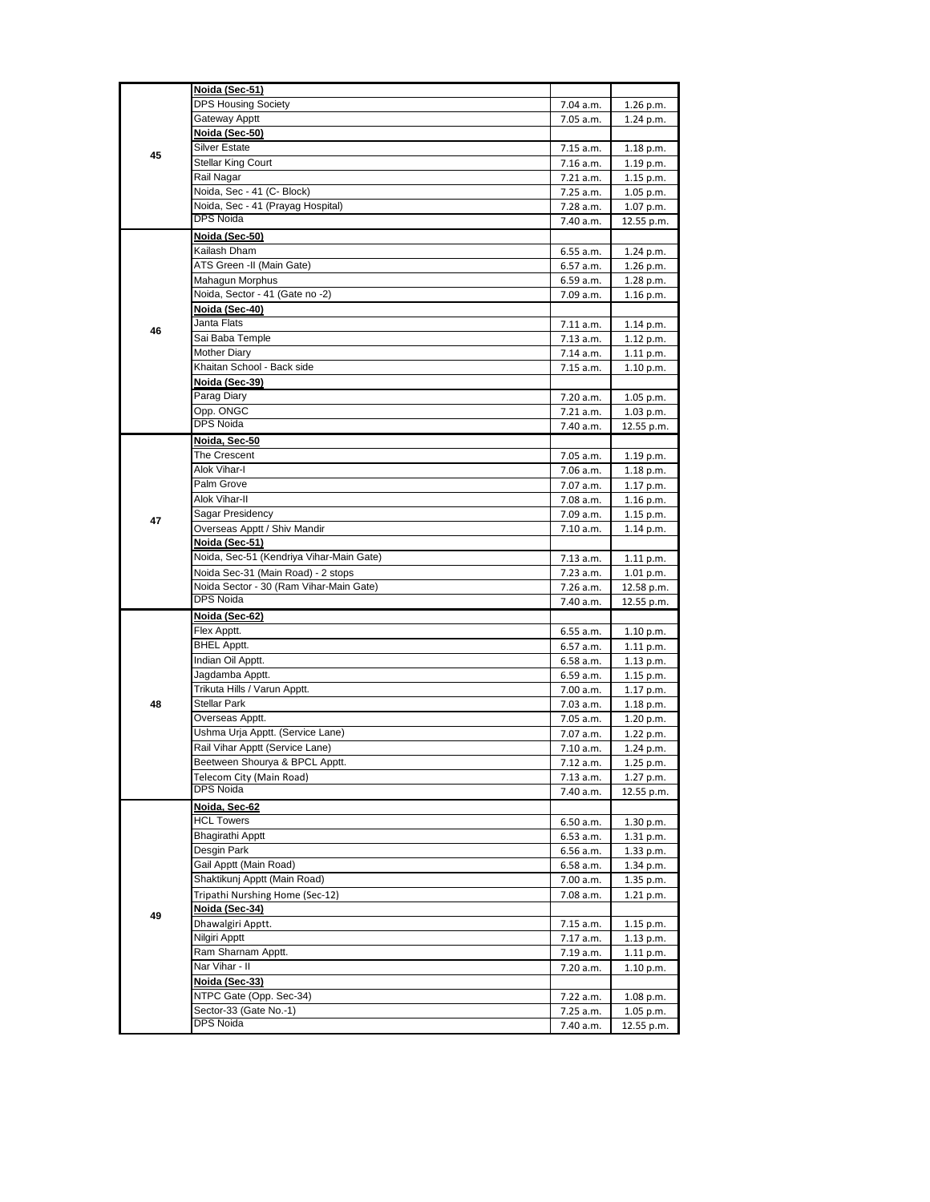| | | | |
|---|---|---|---|
| 45 | **Noida (Sec-51)** | | |
| | DPS Housing Society | 7.04 a.m. | 1.26 p.m. |
| | Gateway Apptt | 7.05 a.m. | 1.24 p.m. |
| | **Noida (Sec-50)** | | |
| | Silver Estate | 7.15 a.m. | 1.18 p.m. |
| | Stellar King Court | 7.16 a.m. | 1.19 p.m. |
| | Rail Nagar | 7.21 a.m. | 1.15 p.m. |
| | Noida, Sec - 41 (C- Block) | 7.25 a.m. | 1.05 p.m. |
| | Noida, Sec - 41 (Prayag Hospital) | 7.28 a.m. | 1.07 p.m. |
| | DPS Noida | 7.40 a.m. | 12.55 p.m. |
| 46 | **Noida (Sec-50)** | | |
| | Kailash Dham | 6.55 a.m. | 1.24 p.m. |
| | ATS Green -II (Main Gate) | 6.57 a.m. | 1.26 p.m. |
| | Mahagun Morphus | 6.59 a.m. | 1.28 p.m. |
| | Noida, Sector - 41 (Gate no -2) | 7.09 a.m. | 1.16 p.m. |
| | **Noida (Sec-40)** | | |
| | Janta Flats | 7.11 a.m. | 1.14 p.m. |
| | Sai Baba Temple | 7.13 a.m. | 1.12 p.m. |
| | Mother Diary | 7.14 a.m. | 1.11 p.m. |
| | Khaitan School - Back side | 7.15 a.m. | 1.10 p.m. |
| | **Noida (Sec-39)** | | |
| | Parag Diary | 7.20 a.m. | 1.05 p.m. |
| | Opp. ONGC | 7.21 a.m. | 1.03 p.m. |
| | DPS Noida | 7.40 a.m. | 12.55 p.m. |
| 47 | **Noida, Sec-50** | | |
| | The Crescent | 7.05 a.m. | 1.19 p.m. |
| | Alok Vihar-I | 7.06 a.m. | 1.18 p.m. |
| | Palm Grove | 7.07 a.m. | 1.17 p.m. |
| | Alok Vihar-II | 7.08 a.m. | 1.16 p.m. |
| | Sagar Presidency | 7.09 a.m. | 1.15 p.m. |
| | Overseas Apptt / Shiv Mandir | 7.10 a.m. | 1.14 p.m. |
| | **Noida (Sec-51)** | | |
| | Noida, Sec-51 (Kendriya Vihar-Main Gate) | 7.13 a.m. | 1.11 p.m. |
| | Noida Sec-31 (Main Road) - 2 stops | 7.23 a.m. | 1.01 p.m. |
| | Noida Sector - 30 (Ram Vihar-Main Gate) | 7.26 a.m. | 12.58 p.m. |
| | DPS Noida | 7.40 a.m. | 12.55 p.m. |
| 48 | **Noida (Sec-62)** | | |
| | Flex Apptt. | 6.55 a.m. | 1.10 p.m. |
| | BHEL Apptt. | 6.57 a.m. | 1.11 p.m. |
| | Indian Oil Apptt. | 6.58 a.m. | 1.13 p.m. |
| | Jagdamba Apptt. | 6.59 a.m. | 1.15 p.m. |
| | Trikuta Hills / Varun Apptt. | 7.00 a.m. | 1.17 p.m. |
| | Stellar Park | 7.03 a.m. | 1.18 p.m. |
| | Overseas Apptt. | 7.05 a.m. | 1.20 p.m. |
| | Ushma Urja Apptt. (Service Lane) | 7.07 a.m. | 1.22 p.m. |
| | Rail Vihar Apptt (Service Lane) | 7.10 a.m. | 1.24 p.m. |
| | Beetween Shourya & BPCL Apptt. | 7.12 a.m. | 1.25 p.m. |
| | Telecom City (Main Road) | 7.13 a.m. | 1.27 p.m. |
| | DPS Noida | 7.40 a.m. | 12.55 p.m. |
| 49 | **Noida, Sec-62** | | |
| | HCL Towers | 6.50 a.m. | 1.30 p.m. |
| | Bhagirathi Apptt | 6.53 a.m. | 1.31 p.m. |
| | Desgin Park | 6.56 a.m. | 1.33 p.m. |
| | Gail Apptt (Main Road) | 6.58 a.m. | 1.34 p.m. |
| | Shaktikunj Apptt (Main Road) | 7.00 a.m. | 1.35 p.m. |
| | Tripathi Nursing Home (Sec-12) | 7.08 a.m. | 1.21 p.m. |
| | **Noida (Sec-34)** | | |
| | Dhawalgiri Apptt. | 7.15 a.m. | 1.15 p.m. |
| | Nilgiri Apptt | 7.17 a.m. | 1.13 p.m. |
| | Ram Sharnam Apptt. | 7.19 a.m. | 1.11 p.m. |
| | Nar Vihar - II | 7.20 a.m. | 1.10 p.m. |
| | **Noida (Sec-33)** | | |
| | NTPC Gate (Opp. Sec-34) | 7.22 a.m. | 1.08 p.m. |
| | Sector-33 (Gate No.-1) | 7.25 a.m. | 1.05 p.m. |
| | DPS Noida | 7.40 a.m. | 12.55 p.m. |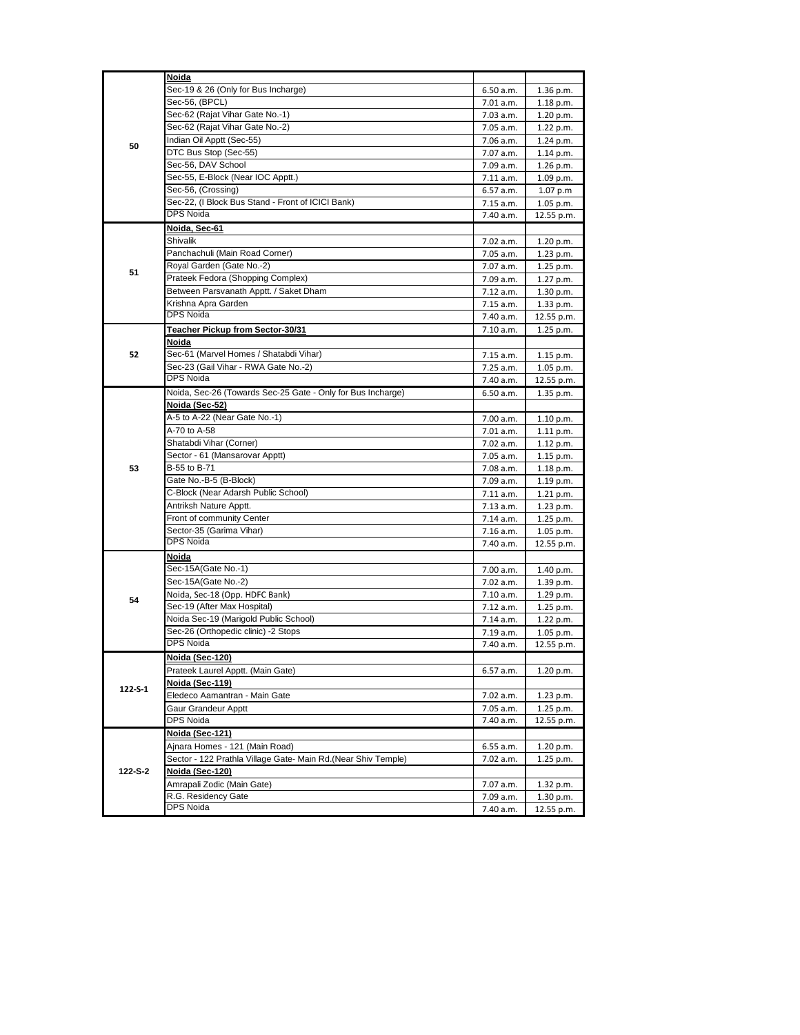| | | | |
|---|---|---|---|
| 50 | **Noida** | | |
| | Sec-19 & 26 (Only for Bus Incharge) | 6.50 a.m. | 1.36 p.m. |
| | Sec-56, (BPCL) | 7.01 a.m. | 1.18 p.m. |
| | Sec-62 (Rajat Vihar Gate No.-1) | 7.03 a.m. | 1.20 p.m. |
| | Sec-62 (Rajat Vihar Gate No.-2) | 7.05 a.m. | 1.22 p.m. |
| | Indian Oil Apptt (Sec-55) | 7.06 a.m. | 1.24 p.m. |
| | DTC Bus Stop (Sec-55) | 7.07 a.m. | 1.14 p.m. |
| | Sec-56, DAV School | 7.09 a.m. | 1.26 p.m. |
| | Sec-55, E-Block (Near IOC Apptt.) | 7.11 a.m. | 1.09 p.m. |
| | Sec-56, (Crossing) | 6.57 a.m. | 1.07 p.m |
| | Sec-22, (I Block Bus Stand - Front of ICICI Bank) | 7.15 a.m. | 1.05 p.m. |
| | DPS Noida | 7.40 a.m. | 12.55 p.m. |
| 51 | **Noida, Sec-61** | | |
| | Shivalik | 7.02 a.m. | 1.20 p.m. |
| | Panchachuli (Main Road Corner) | 7.05 a.m. | 1.23 p.m. |
| | Royal Garden (Gate No.-2) | 7.07 a.m. | 1.25 p.m. |
| | Prateek Fedora (Shopping Complex) | 7.09 a.m. | 1.27 p.m. |
| | Between Parsvanath Apptt. / Saket Dham | 7.12 a.m. | 1.30 p.m. |
| | Krishna Apra Garden | 7.15 a.m. | 1.33 p.m. |
| | DPS Noida | 7.40 a.m. | 12.55 p.m. |
| 52 | **Teacher Pickup from Sector-30/31** | 7.10 a.m. | 1.25 p.m. |
| | **Noida** | | |
| | Sec-61 (Marvel Homes / Shatabdi Vihar) | 7.15 a.m. | 1.15 p.m. |
| | Sec-23 (Gail Vihar - RWA Gate No.-2) | 7.25 a.m. | 1.05 p.m. |
| | DPS Noida | 7.40 a.m. | 12.55 p.m. |
| 53 | Noida, Sec-26 (Towards Sec-25 Gate - Only for Bus Incharge) | 6.50 a.m. | 1.35 p.m. |
| | **Noida (Sec-52)** | | |
| | A-5 to A-22 (Near Gate No.-1) | 7.00 a.m. | 1.10 p.m. |
| | A-70 to A-58 | 7.01 a.m. | 1.11 p.m. |
| | Shatabdi Vihar (Corner) | 7.02 a.m. | 1.12 p.m. |
| | Sector - 61 (Mansarovar Apptt) | 7.05 a.m. | 1.15 p.m. |
| | B-55 to B-71 | 7.08 a.m. | 1.18 p.m. |
| | Gate No.-B-5 (B-Block) | 7.09 a.m. | 1.19 p.m. |
| | C-Block (Near Adarsh Public School) | 7.11 a.m. | 1.21 p.m. |
| | Antriksh Nature Apptt. | 7.13 a.m. | 1.23 p.m. |
| | Front of community Center | 7.14 a.m. | 1.25 p.m. |
| | Sector-35 (Garima Vihar) | 7.16 a.m. | 1.05 p.m. |
| | DPS Noida | 7.40 a.m. | 12.55 p.m. |
| 54 | **Noida** | | |
| | Sec-15A(Gate No.-1) | 7.00 a.m. | 1.40 p.m. |
| | Sec-15A(Gate No.-2) | 7.02 a.m. | 1.39 p.m. |
| | Noida, Sec-18 (Opp. HDFC Bank) | 7.10 a.m. | 1.29 p.m. |
| | Sec-19 (After Max Hospital) | 7.12 a.m. | 1.25 p.m. |
| | Noida Sec-19 (Marigold Public School) | 7.14 a.m. | 1.22 p.m. |
| | Sec-26 (Orthopedic clinic) -2 Stops | 7.19 a.m. | 1.05 p.m. |
| | DPS Noida | 7.40 a.m. | 12.55 p.m. |
| 122-S-1 | **Noida (Sec-120)** | | |
| | Prateek Laurel Apptt. (Main Gate) | 6.57 a.m. | 1.20 p.m. |
| | **Noida (Sec-119)** | | |
| | Eledeco Aamantran - Main Gate | 7.02 a.m. | 1.23 p.m. |
| | Gaur Grandeur Apptt | 7.05 a.m. | 1.25 p.m. |
| | DPS Noida | 7.40 a.m. | 12.55 p.m. |
| 122-S-2 | **Noida (Sec-121)** | | |
| | Ajnara Homes - 121 (Main Road) | 6.55 a.m. | 1.20 p.m. |
| | Sector - 122 Prathla Village Gate- Main Rd.(Near Shiv Temple) | 7.02 a.m. | 1.25 p.m. |
| | **Noida (Sec-120)** | | |
| | Amrapali Zodic (Main Gate) | 7.07 a.m. | 1.32 p.m. |
| | R.G. Residency Gate | 7.09 a.m. | 1.30 p.m. |
| | DPS Noida | 7.40 a.m. | 12.55 p.m. |